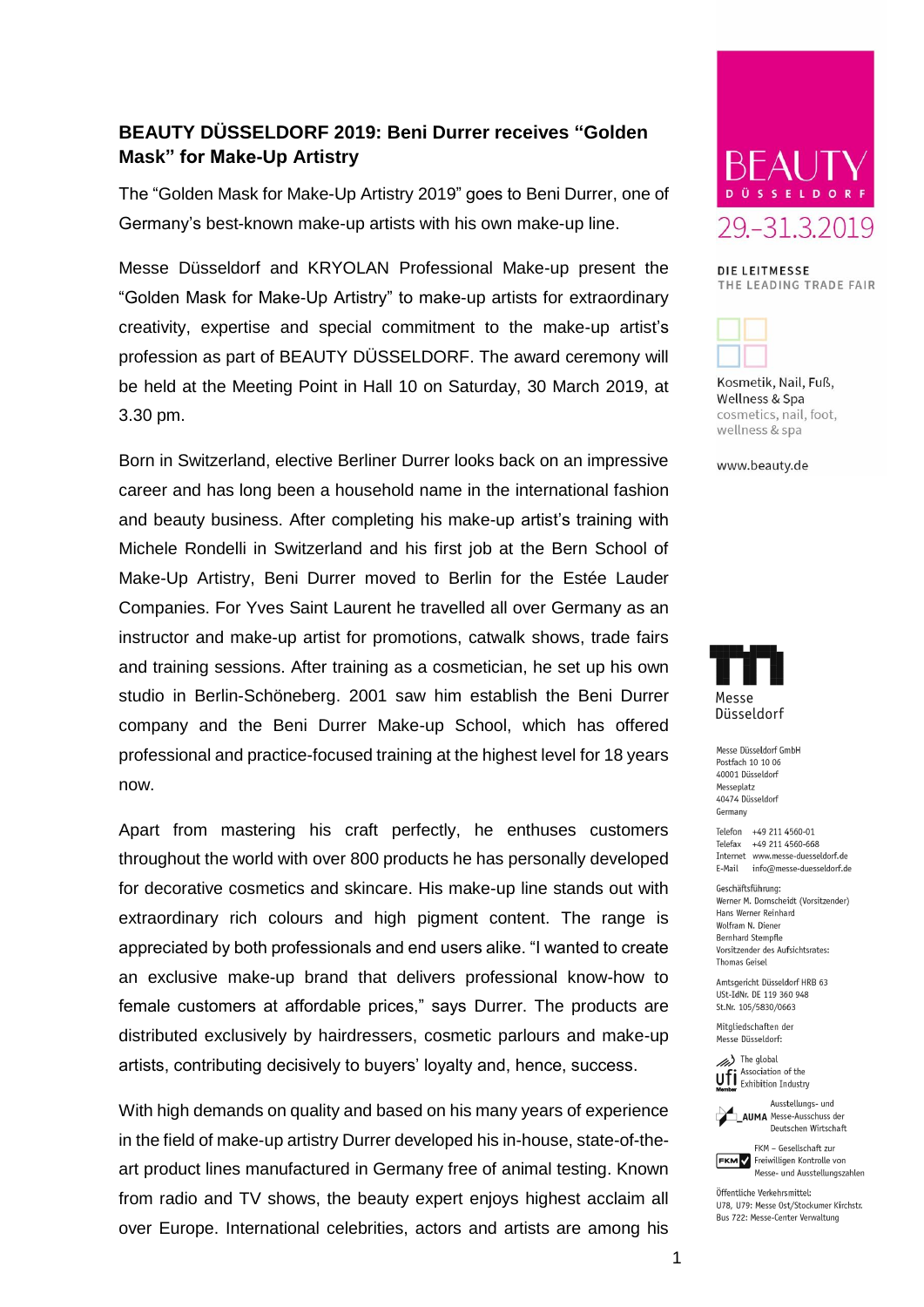## BEAUTY DÜSSELDORF 2019: Beni Durrer receives "Golden Mask" for Make-Up Artistry

The "Golden Mask for Make-Up Artistry 2019" goes to Beni Durrer, one of Germany's best-known make-up artists with his own make-up line.

Messe Düsseldorf and KRYOLAN Professional Make-up present the "Golden Mask for Make-Up Artistry" to make-up artists for extraordinary creativity, expertise and special commitment to the make-up artist's profession as part of BEAUTY DÜSSELDORF. The award ceremony will be held at the Meeting Point in Hall 10 on Saturday, 30 March 2019, at 3.30 pm.

Born in Switzerland, elective Berliner Durrer looks back on an impressive career and has long been a household name in the international fashion and beauty business. After completing his make-up artist's training with Michele Rondelli in Switzerland and his first job at the Bern School of Make-Up Artistry, Beni Durrer moved to Berlin for the Estée Lauder Companies. For Yves Saint Laurent he travelled all over Germany as an instructor and make-up artist for promotions, catwalk shows, trade fairs and training sessions. After training as a cosmetician, he set up his own studio in Berlin-Schöneberg. 2001 saw him establish the Beni Durrer company and the Beni Durrer Make-up School, which has offered professional and practice-focused training at the highest level for 18 years now.

Apart from mastering his craft perfectly, he enthuses customers throughout the world with over 800 products he has personally developed for decorative cosmetics and skincare. His make-up line stands out with extraordinary rich colours and high pigment content. The range is appreciated by both professionals and end users alike. "I wanted to create an exclusive make-up brand that delivers professional know-how to female customers at affordable prices," says Durrer. The products are distributed exclusively by hairdressers, cosmetic parlours and make-up artists, contributing decisively to buyers' loyalty and, hence, success.

With high demands on quality and based on his many years of experience in the field of make-up artistry Durrer developed his in-house, state-of-the-art product lines manufactured in Germany free of animal testing. Known from radio and TV shows, the beauty expert enjoys highest acclaim all over Europe. International celebrities, actors and artists are among his

BEAUTY DÜSSELDORF 29.–31.3.2019

DIE LEITMESSE
THE LEADING TRADE FAIR

Kosmetik, Nail, Fuß, Wellness & Spa
cosmetics, nail, foot, wellness & spa

www.beauty.de

Messe Düsseldorf

Messe Düsseldorf GmbH
Postfach 10 10 06
40001 Düsseldorf
Messeplatz
40474 Düsseldorf
Germany

Telefon +49 211 4560-01
Telefax +49 211 4560-668
Internet www.messe-duesseldorf.de
E-Mail info@messe-duesseldorf.de

Geschäftsführung:
Werner M. Dornscheidt (Vorsitzender)
Hans Werner Reinhard
Wolfram N. Diener
Bernhard Stempfle
Vorsitzender des Aufsichtsrates:
Thomas Geisel

Amtsgericht Düsseldorf HRB 63
USt-IdNr. DE 119 360 948
St.Nr. 105/5830/0663

Mitgliedschaften der Messe Düsseldorf:

The global Association of the Exhibition Industry

Ausstellungs- und Messe-Ausschuss der Deutschen Wirtschaft

FKM – Gesellschaft zur Freiwilligen Kontrolle von Messe- und Ausstellungszahlen

Öffentliche Verkehrsmittel:
U78, U79: Messe Ost/Stockumer Kirchstr.
Bus 722: Messe-Center Verwaltung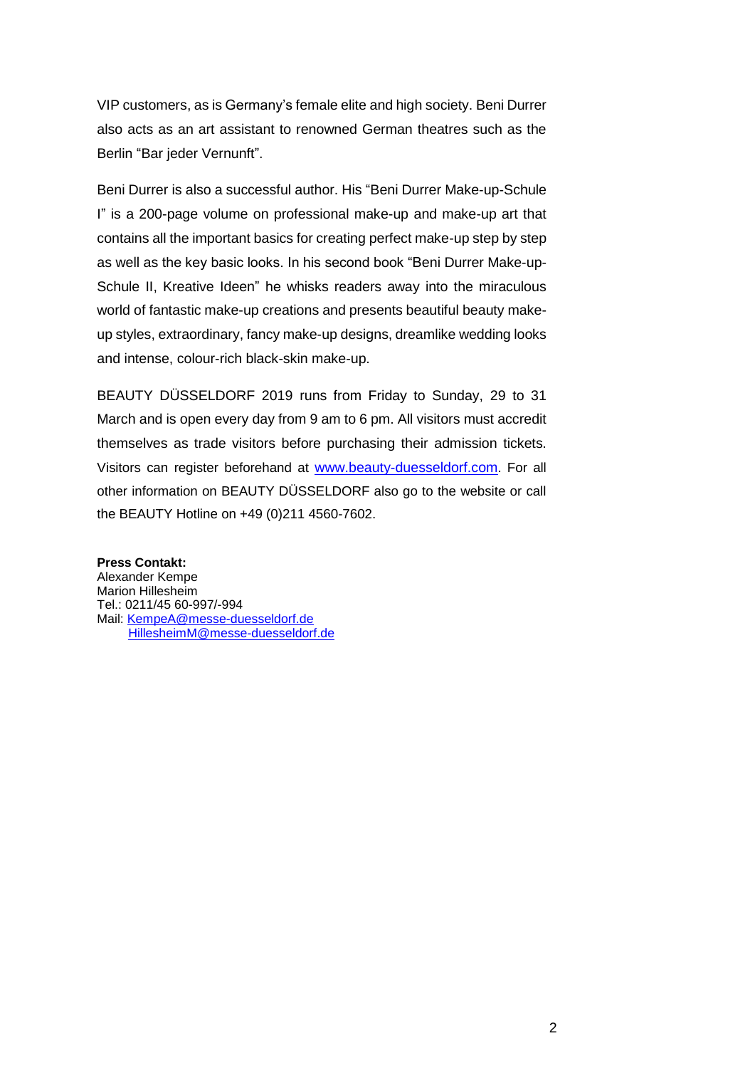VIP customers, as is Germany's female elite and high society. Beni Durrer also acts as an art assistant to renowned German theatres such as the Berlin "Bar jeder Vernunft".

Beni Durrer is also a successful author. His "Beni Durrer Make-up-Schule I" is a 200-page volume on professional make-up and make-up art that contains all the important basics for creating perfect make-up step by step as well as the key basic looks. In his second book "Beni Durrer Make-up-Schule II, Kreative Ideen" he whisks readers away into the miraculous world of fantastic make-up creations and presents beautiful beauty make-up styles, extraordinary, fancy make-up designs, dreamlike wedding looks and intense, colour-rich black-skin make-up.

BEAUTY DÜSSELDORF 2019 runs from Friday to Sunday, 29 to 31 March and is open every day from 9 am to 6 pm. All visitors must accredit themselves as trade visitors before purchasing their admission tickets. Visitors can register beforehand at www.beauty-duesseldorf.com. For all other information on BEAUTY DÜSSELDORF also go to the website or call the BEAUTY Hotline on +49 (0)211 4560-7602.

**Press Contakt:**
Alexander Kempe
Marion Hillesheim
Tel.: 0211/45 60-997/-994
Mail: KempeA@messe-duesseldorf.de
HillesheimM@messe-duesseldorf.de